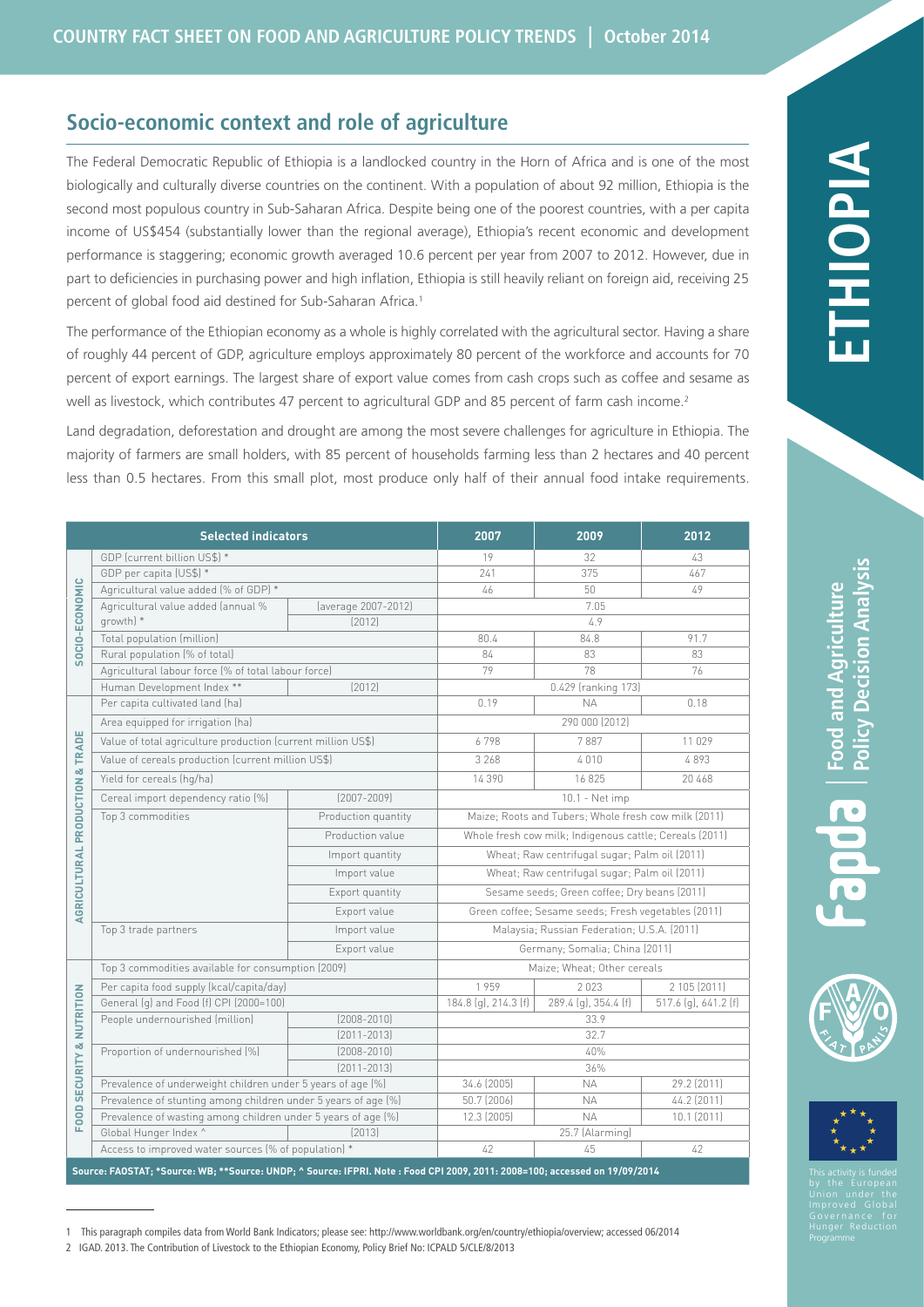# ETHIOPIA

## Socio-economic context and role of agriculture

The Federal Democratic Republic of Ethiopia is a landlocked country in the Horn of Africa and is one of the most biologically and culturally diverse countries on the continent. With a population of about 92 million, Ethiopia is the second most populous country in Sub-Saharan Africa. Despite being one of the poorest countries, with a per capita income of US$454 (substantially lower than the regional average), Ethiopia's recent economic and development performance is staggering; economic growth averaged 10.6 percent per year from 2007 to 2012. However, due in part to deficiencies in purchasing power and high inflation, Ethiopia is still heavily reliant on foreign aid, receiving 25 percent of global food aid destined for Sub-Saharan Africa.[1]

The performance of the Ethiopian economy as a whole is highly correlated with the agricultural sector. Having a share of roughly 44 percent of GDP, agriculture employs approximately 80 percent of the workforce and accounts for 70 percent of export earnings. The largest share of export value comes from cash crops such as coffee and sesame as well as livestock, which contributes 47 percent to agricultural GDP and 85 percent of farm cash income.[2]

Land degradation, deforestation and drought are among the most severe challenges for agriculture in Ethiopia. The majority of farmers are small holders, with 85 percent of households farming less than 2 hectares and 40 percent less than 0.5 hectares. From this small plot, most produce only half of their annual food intake requirements.

| | Selected indicators | | 2007 | 2009 | 2012 |
|---|---|---|---|---|---|
| SOCIO-ECONOMIC | GDP (current billion US$) * | | 19 | 32 | 43 |
| | GDP per capita (US$) * | | 241 | 375 | 467 |
| | Agricultural value added (% of GDP) * | | 46 | 50 | 49 |
| | Agricultural value added (annual % growth) * | (average 2007-2012) | 7.05 | | |
| | | (2012) | 4.9 | | |
| | Total population (million) | | 80.4 | 84.8 | 91.7 |
| | Rural population (% of total) | | 84 | 83 | 83 |
| | Agricultural labour force (% of total labour force) | | 79 | 78 | 76 |
| | Human Development Index ** | (2012) | 0.429 (ranking 173) | | |
| AGRICULTURAL PRODUCTION & TRADE | Per capita cultivated land (ha) | | 0.19 | NA | 0.18 |
| | Area equipped for irrigation (ha) | | 290 000 (2012) | | |
| | Value of total agriculture production (current million US$) | | 6 798 | 7 887 | 11 029 |
| | Value of cereals production (current million US$) | | 3 268 | 4 010 | 4 893 |
| | Yield for cereals (hg/ha) | | 14 390 | 16 825 | 20 468 |
| | Cereal import dependency ratio (%) | (2007-2009) | 10.1 - Net imp | | |
| | Top 3 commodities | Production quantity | Maize; Roots and Tubers; Whole fresh cow milk (2011) | | |
| | | Production value | Whole fresh cow milk; Indigenous cattle; Cereals (2011) | | |
| | | Import quantity | Wheat; Raw centrifugal sugar; Palm oil (2011) | | |
| | | Import value | Wheat; Raw centrifugal sugar; Palm oil (2011) | | |
| | | Export quantity | Sesame seeds; Green coffee; Dry beans (2011) | | |
| | | Export value | Green coffee; Sesame seeds; Fresh vegetables (2011) | | |
| | Top 3 trade partners | Import value | Malaysia; Russian Federation; U.S.A. (2011) | | |
| | | Export value | Germany; Somalia; China (2011) | | |
| FOOD SECURITY & NUTRITION | Top 3 commodities available for consumption (2009) | | Maize; Wheat; Other cereals | | |
| | Per capita food supply (kcal/capita/day) | | 1 959 | 2 023 | 2 105 (2011) |
| | General (g) and Food (f) CPI (2000=100) | | 184.8 (g), 214.3 (f) | 289.4 (g), 354.4 (f) | 517.6 (g), 641.2 (f) |
| | People undernourished (million) | (2008-2010) | 33.9 | | |
| | | (2011-2013) | 32.7 | | |
| | Proportion of undernourished (%) | (2008-2010) | 40% | | |
| | | (2011-2013) | 36% | | |
| | Prevalence of underweight children under 5 years of age (%) | | 34.6 (2005) | NA | 29.2 (2011) |
| | Prevalence of stunting among children under 5 years of age (%) | | 50.7 (2006) | NA | 44.2 (2011) |
| | Prevalence of wasting among children under 5 years of age (%) | | 12.3 (2005) | NA | 10.1 (2011) |
| | Global Hunger Index ^ | (2013) | 25.7 (Alarming) | | |
| | Access to improved water sources (% of population) * | | 42 | 45 | 42 |

Source: FAOSTAT; *Source: WB; **Source: UNDP; ^ Source: IFPRI. Note : Food CPI 2009, 2011: 2008=100; accessed on 19/09/2014

---

1 This paragraph compiles data from World Bank Indicators; please see: http://www.worldbank.org/en/country/ethiopia/overview; accessed 06/2014

2 IGAD. 2013. The Contribution of Livestock to the Ethiopian Economy, Policy Brief No: ICPALD 5/CLE/8/2013

This activity is funded by the European Union under the Improved Global Governance for Hunger Reduction Programme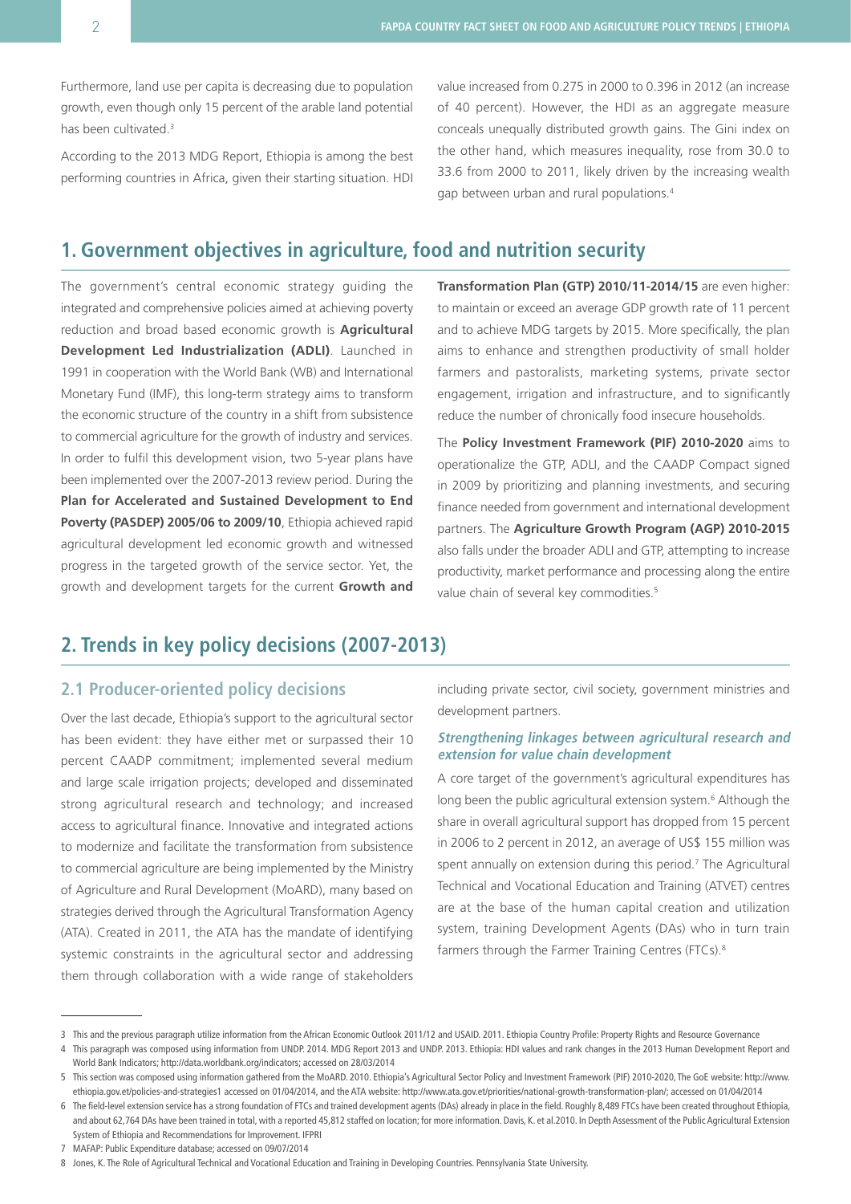Furthermore, land use per capita is decreasing due to population growth, even though only 15 percent of the arable land potential has been cultivated.[3]

According to the 2013 MDG Report, Ethiopia is among the best performing countries in Africa, given their starting situation. HDI value increased from 0.275 in 2000 to 0.396 in 2012 (an increase of 40 percent). However, the HDI as an aggregate measure conceals unequally distributed growth gains. The Gini index on the other hand, which measures inequality, rose from 30.0 to 33.6 from 2000 to 2011, likely driven by the increasing wealth gap between urban and rural populations.[4]

## 1. Government objectives in agriculture, food and nutrition security

The government's central economic strategy guiding the integrated and comprehensive policies aimed at achieving poverty reduction and broad based economic growth is **Agricultural Development Led Industrialization (ADLI)**. Launched in 1991 in cooperation with the World Bank (WB) and International Monetary Fund (IMF), this long-term strategy aims to transform the economic structure of the country in a shift from subsistence to commercial agriculture for the growth of industry and services. In order to fulfil this development vision, two 5-year plans have been implemented over the 2007-2013 review period. During the **Plan for Accelerated and Sustained Development to End Poverty (PASDEP) 2005/06 to 2009/10**, Ethiopia achieved rapid agricultural development led economic growth and witnessed progress in the targeted growth of the service sector. Yet, the growth and development targets for the current **Growth and Transformation Plan (GTP) 2010/11-2014/15** are even higher: to maintain or exceed an average GDP growth rate of 11 percent and to achieve MDG targets by 2015. More specifically, the plan aims to enhance and strengthen productivity of small holder farmers and pastoralists, marketing systems, private sector engagement, irrigation and infrastructure, and to significantly reduce the number of chronically food insecure households.

The **Policy Investment Framework (PIF) 2010-2020** aims to operationalize the GTP, ADLI, and the CAADP Compact signed in 2009 by prioritizing and planning investments, and securing finance needed from government and international development partners. The **Agriculture Growth Program (AGP) 2010-2015** also falls under the broader ADLI and GTP, attempting to increase productivity, market performance and processing along the entire value chain of several key commodities.[5]

## 2. Trends in key policy decisions (2007-2013)

### 2.1 Producer-oriented policy decisions

Over the last decade, Ethiopia's support to the agricultural sector has been evident: they have either met or surpassed their 10 percent CAADP commitment; implemented several medium and large scale irrigation projects; developed and disseminated strong agricultural research and technology; and increased access to agricultural finance. Innovative and integrated actions to modernize and facilitate the transformation from subsistence to commercial agriculture are being implemented by the Ministry of Agriculture and Rural Development (MoARD), many based on strategies derived through the Agricultural Transformation Agency (ATA). Created in 2011, the ATA has the mandate of identifying systemic constraints in the agricultural sector and addressing them through collaboration with a wide range of stakeholders including private sector, civil society, government ministries and development partners.

#### *Strengthening linkages between agricultural research and extension for value chain development*

A core target of the government's agricultural expenditures has long been the public agricultural extension system.[6] Although the share in overall agricultural support has dropped from 15 percent in 2006 to 2 percent in 2012, an average of US$ 155 million was spent annually on extension during this period.[7] The Agricultural Technical and Vocational Education and Training (ATVET) centres are at the base of the human capital creation and utilization system, training Development Agents (DAs) who in turn train farmers through the Farmer Training Centres (FTCs).[8]

---

3 This and the previous paragraph utilize information from the African Economic Outlook 2011/12 and USAID. 2011. Ethiopia Country Profile: Property Rights and Resource Governance

4 This paragraph was composed using information from UNDP. 2014. MDG Report 2013 and UNDP. 2013. Ethiopia: HDI values and rank changes in the 2013 Human Development Report and World Bank Indicators; http://data.worldbank.org/indicators; accessed on 28/03/2014

5 This section was composed using information gathered from the MoARD. 2010. Ethiopia's Agricultural Sector Policy and Investment Framework (PIF) 2010-2020, The GoE website: http://www.ethiopia.gov.et/policies-and-strategies1 accessed on 01/04/2014, and the ATA website: http://www.ata.gov.et/priorities/national-growth-transformation-plan/; accessed on 01/04/2014

6 The field-level extension service has a strong foundation of FTCs and trained development agents (DAs) already in place in the field. Roughly 8,489 FTCs have been created throughout Ethiopia, and about 62,764 DAs have been trained in total, with a reported 45,812 staffed on location; for more information. Davis, K. et al.2010. In Depth Assessment of the Public Agricultural Extension System of Ethiopia and Recommendations for Improvement. IFPRI

7 MAFAP: Public Expenditure database; accessed on 09/07/2014

8 Jones, K. The Role of Agricultural Technical and Vocational Education and Training in Developing Countries. Pennsylvania State University.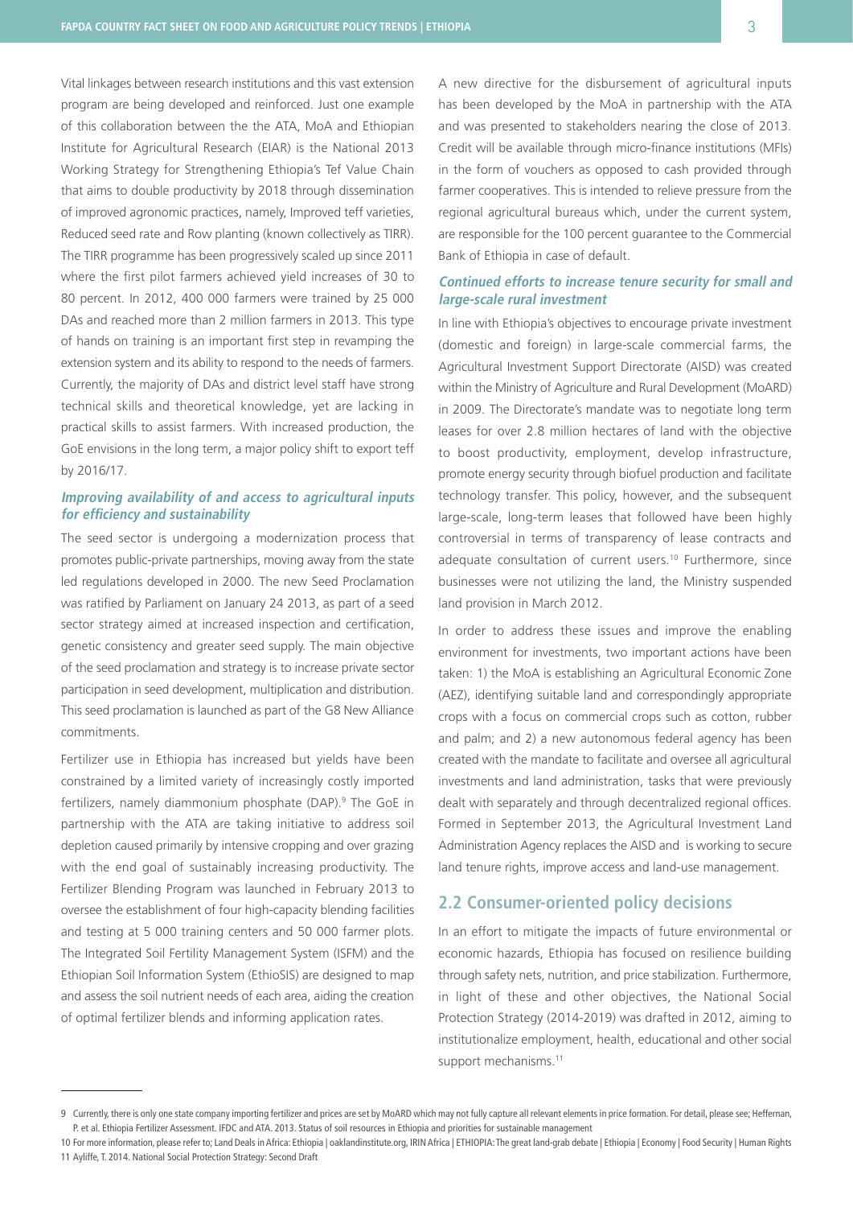Vital linkages between research institutions and this vast extension program are being developed and reinforced. Just one example of this collaboration between the the ATA, MoA and Ethiopian Institute for Agricultural Research (EIAR) is the National 2013 Working Strategy for Strengthening Ethiopia's Tef Value Chain that aims to double productivity by 2018 through dissemination of improved agronomic practices, namely, Improved teff varieties, Reduced seed rate and Row planting (known collectively as TIRR). The TIRR programme has been progressively scaled up since 2011 where the first pilot farmers achieved yield increases of 30 to 80 percent. In 2012, 400 000 farmers were trained by 25 000 DAs and reached more than 2 million farmers in 2013. This type of hands on training is an important first step in revamping the extension system and its ability to respond to the needs of farmers. Currently, the majority of DAs and district level staff have strong technical skills and theoretical knowledge, yet are lacking in practical skills to assist farmers. With increased production, the GoE envisions in the long term, a major policy shift to export teff by 2016/17.

### *Improving availability of and access to agricultural inputs for efficiency and sustainability*

The seed sector is undergoing a modernization process that promotes public-private partnerships, moving away from the state led regulations developed in 2000. The new Seed Proclamation was ratified by Parliament on January 24 2013, as part of a seed sector strategy aimed at increased inspection and certification, genetic consistency and greater seed supply. The main objective of the seed proclamation and strategy is to increase private sector participation in seed development, multiplication and distribution. This seed proclamation is launched as part of the G8 New Alliance commitments.

Fertilizer use in Ethiopia has increased but yields have been constrained by a limited variety of increasingly costly imported fertilizers, namely diammonium phosphate (DAP).[9] The GoE in partnership with the ATA are taking initiative to address soil depletion caused primarily by intensive cropping and over grazing with the end goal of sustainably increasing productivity. The Fertilizer Blending Program was launched in February 2013 to oversee the establishment of four high-capacity blending facilities and testing at 5 000 training centers and 50 000 farmer plots. The Integrated Soil Fertility Management System (ISFM) and the Ethiopian Soil Information System (EthioSIS) are designed to map and assess the soil nutrient needs of each area, aiding the creation of optimal fertilizer blends and informing application rates.

A new directive for the disbursement of agricultural inputs has been developed by the MoA in partnership with the ATA and was presented to stakeholders nearing the close of 2013. Credit will be available through micro-finance institutions (MFIs) in the form of vouchers as opposed to cash provided through farmer cooperatives. This is intended to relieve pressure from the regional agricultural bureaus which, under the current system, are responsible for the 100 percent guarantee to the Commercial Bank of Ethiopia in case of default.

### *Continued efforts to increase tenure security for small and large-scale rural investment*

In line with Ethiopia's objectives to encourage private investment (domestic and foreign) in large-scale commercial farms, the Agricultural Investment Support Directorate (AISD) was created within the Ministry of Agriculture and Rural Development (MoARD) in 2009. The Directorate's mandate was to negotiate long term leases for over 2.8 million hectares of land with the objective to boost productivity, employment, develop infrastructure, promote energy security through biofuel production and facilitate technology transfer. This policy, however, and the subsequent large-scale, long-term leases that followed have been highly controversial in terms of transparency of lease contracts and adequate consultation of current users.[10] Furthermore, since businesses were not utilizing the land, the Ministry suspended land provision in March 2012.

In order to address these issues and improve the enabling environment for investments, two important actions have been taken: 1) the MoA is establishing an Agricultural Economic Zone (AEZ), identifying suitable land and correspondingly appropriate crops with a focus on commercial crops such as cotton, rubber and palm; and 2) a new autonomous federal agency has been created with the mandate to facilitate and oversee all agricultural investments and land administration, tasks that were previously dealt with separately and through decentralized regional offices. Formed in September 2013, the Agricultural Investment Land Administration Agency replaces the AISD and is working to secure land tenure rights, improve access and land-use management.

## 2.2 Consumer-oriented policy decisions

In an effort to mitigate the impacts of future environmental or economic hazards, Ethiopia has focused on resilience building through safety nets, nutrition, and price stabilization. Furthermore, in light of these and other objectives, the National Social Protection Strategy (2014-2019) was drafted in 2012, aiming to institutionalize employment, health, educational and other social support mechanisms.[11]

---

9 Currently, there is only one state company importing fertilizer and prices are set by MoARD which may not fully capture all relevant elements in price formation. For detail, please see; Heffernan, P. et al. Ethiopia Fertilizer Assessment. IFDC and ATA. 2013. Status of soil resources in Ethiopia and priorities for sustainable management

10 For more information, please refer to; Land Deals in Africa: Ethiopia | oaklandinstitute.org, IRIN Africa | ETHIOPIA: The great land-grab debate | Ethiopia | Economy | Food Security | Human Rights

11 Ayliffe, T. 2014. National Social Protection Strategy: Second Draft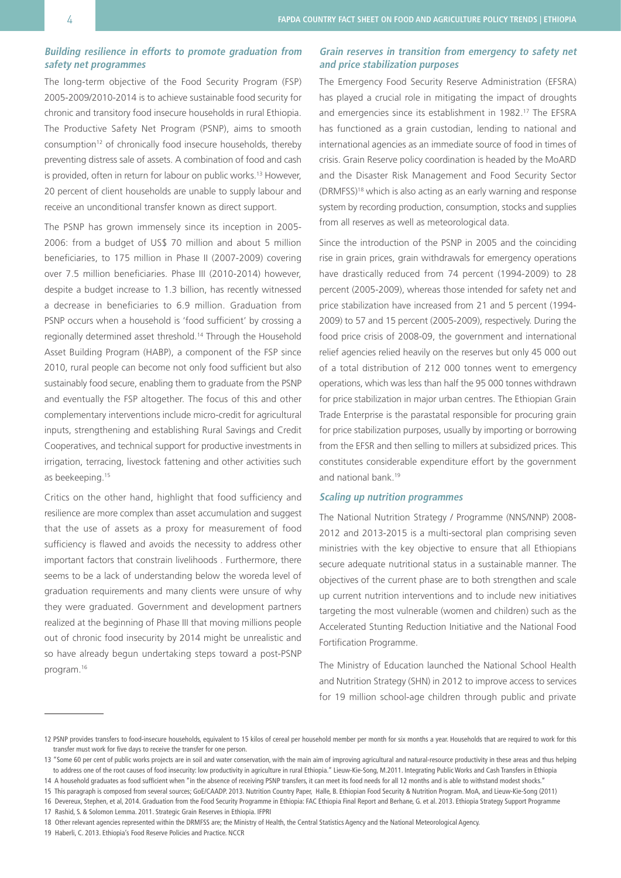### *Building resilience in efforts to promote graduation from safety net programmes*

The long-term objective of the Food Security Program (FSP) 2005-2009/2010-2014 is to achieve sustainable food security for chronic and transitory food insecure households in rural Ethiopia. The Productive Safety Net Program (PSNP), aims to smooth consumption[12] of chronically food insecure households, thereby preventing distress sale of assets. A combination of food and cash is provided, often in return for labour on public works.[13] However, 20 percent of client households are unable to supply labour and receive an unconditional transfer known as direct support.

The PSNP has grown immensely since its inception in 2005-2006: from a budget of US$ 70 million and about 5 million beneficiaries, to 175 million in Phase II (2007-2009) covering over 7.5 million beneficiaries. Phase III (2010-2014) however, despite a budget increase to 1.3 billion, has recently witnessed a decrease in beneficiaries to 6.9 million. Graduation from PSNP occurs when a household is 'food sufficient' by crossing a regionally determined asset threshold.[14] Through the Household Asset Building Program (HABP), a component of the FSP since 2010, rural people can become not only food sufficient but also sustainably food secure, enabling them to graduate from the PSNP and eventually the FSP altogether. The focus of this and other complementary interventions include micro-credit for agricultural inputs, strengthening and establishing Rural Savings and Credit Cooperatives, and technical support for productive investments in irrigation, terracing, livestock fattening and other activities such as beekeeping.[15]

Critics on the other hand, highlight that food sufficiency and resilience are more complex than asset accumulation and suggest that the use of assets as a proxy for measurement of food sufficiency is flawed and avoids the necessity to address other important factors that constrain livelihoods . Furthermore, there seems to be a lack of understanding below the woreda level of graduation requirements and many clients were unsure of why they were graduated. Government and development partners realized at the beginning of Phase III that moving millions people out of chronic food insecurity by 2014 might be unrealistic and so have already begun undertaking steps toward a post-PSNP program.[16]

### *Grain reserves in transition from emergency to safety net and price stabilization purposes*

The Emergency Food Security Reserve Administration (EFSRA) has played a crucial role in mitigating the impact of droughts and emergencies since its establishment in 1982.[17] The EFSRA has functioned as a grain custodian, lending to national and international agencies as an immediate source of food in times of crisis. Grain Reserve policy coordination is headed by the MoARD and the Disaster Risk Management and Food Security Sector (DRMFSS)[18] which is also acting as an early warning and response system by recording production, consumption, stocks and supplies from all reserves as well as meteorological data.

Since the introduction of the PSNP in 2005 and the coinciding rise in grain prices, grain withdrawals for emergency operations have drastically reduced from 74 percent (1994-2009) to 28 percent (2005-2009), whereas those intended for safety net and price stabilization have increased from 21 and 5 percent (1994-2009) to 57 and 15 percent (2005-2009), respectively. During the food price crisis of 2008-09, the government and international relief agencies relied heavily on the reserves but only 45 000 out of a total distribution of 212 000 tonnes went to emergency operations, which was less than half the 95 000 tonnes withdrawn for price stabilization in major urban centres. The Ethiopian Grain Trade Enterprise is the parastatal responsible for procuring grain for price stabilization purposes, usually by importing or borrowing from the EFSR and then selling to millers at subsidized prices. This constitutes considerable expenditure effort by the government and national bank.[19]

### *Scaling up nutrition programmes*

The National Nutrition Strategy / Programme (NNS/NNP) 2008-2012 and 2013-2015 is a multi-sectoral plan comprising seven ministries with the key objective to ensure that all Ethiopians secure adequate nutritional status in a sustainable manner. The objectives of the current phase are to both strengthen and scale up current nutrition interventions and to include new initiatives targeting the most vulnerable (women and children) such as the Accelerated Stunting Reduction Initiative and the National Food Fortification Programme.

The Ministry of Education launched the National School Health and Nutrition Strategy (SHN) in 2012 to improve access to services for 19 million school-age children through public and private

---

12 PSNP provides transfers to food-insecure households, equivalent to 15 kilos of cereal per household member per month for six months a year. Households that are required to work for this transfer must work for five days to receive the transfer for one person.

13 "Some 60 per cent of public works projects are in soil and water conservation, with the main aim of improving agricultural and natural-resource productivity in these areas and thus helping to address one of the root causes of food insecurity: low productivity in agriculture in rural Ethiopia." Lieuw-Kie-Song, M.2011. Integrating Public Works and Cash Transfers in Ethiopia

14 A household graduates as food sufficient when "in the absence of receiving PSNP transfers, it can meet its food needs for all 12 months and is able to withstand modest shocks."

15 This paragraph is composed from several sources; GoE/CAADP. 2013. Nutrition Country Paper, Halle, B. Ethiopian Food Security & Nutrition Program. MoA, and Lieuw-Kie-Song (2011)

16 Devereux, Stephen, et al, 2014. Graduation from the Food Security Programme in Ethiopia: FAC Ethiopia Final Report and Berhane, G. et al. 2013. Ethiopia Strategy Support Programme

17 Rashid, S. & Solomon Lemma. 2011. Strategic Grain Reserves in Ethiopia. IFPRI

18 Other relevant agencies represented within the DRMFSS are; the Ministry of Health, the Central Statistics Agency and the National Meteorological Agency.

19 Haberli, C. 2013. Ethiopia's Food Reserve Policies and Practice. NCCR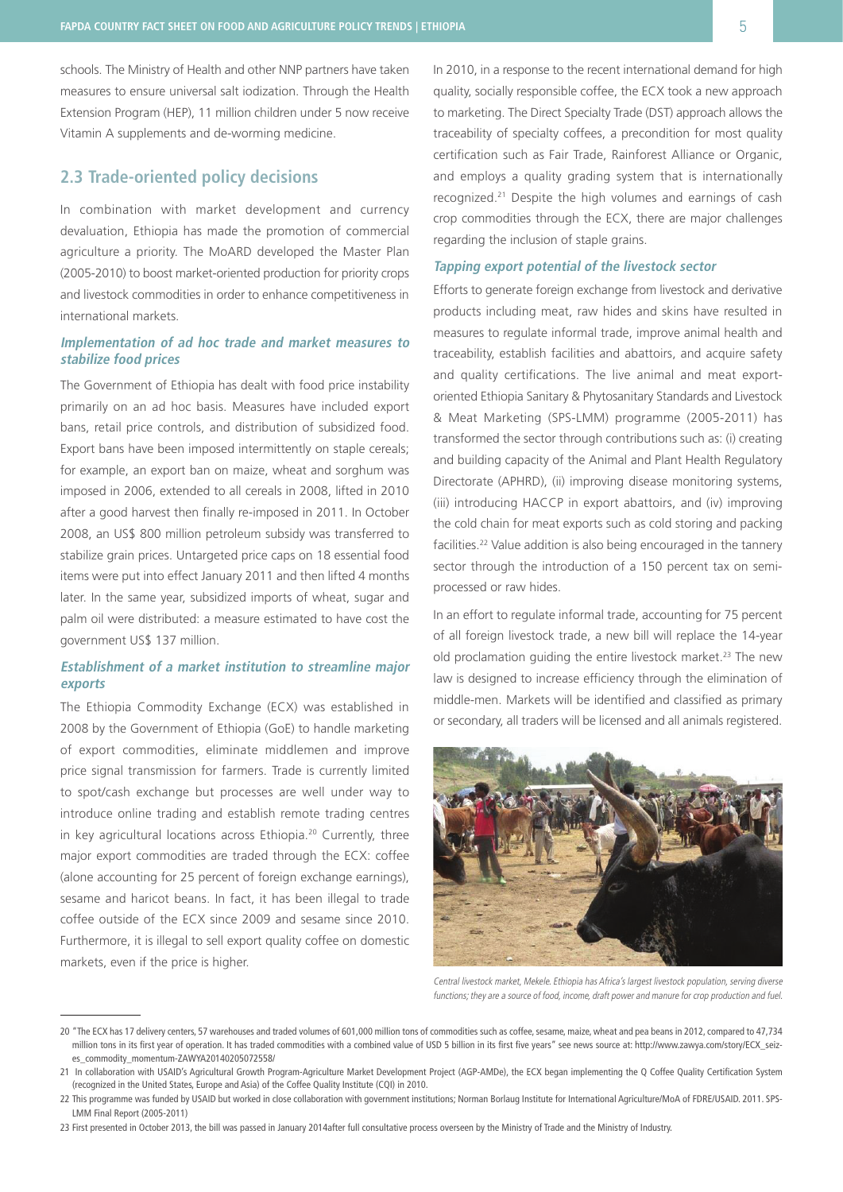schools. The Ministry of Health and other NNP partners have taken measures to ensure universal salt iodization. Through the Health Extension Program (HEP), 11 million children under 5 now receive Vitamin A supplements and de-worming medicine.

## 2.3 Trade-oriented policy decisions

In combination with market development and currency devaluation, Ethiopia has made the promotion of commercial agriculture a priority. The MoARD developed the Master Plan (2005-2010) to boost market-oriented production for priority crops and livestock commodities in order to enhance competitiveness in international markets.

### *Implementation of ad hoc trade and market measures to stabilize food prices*

The Government of Ethiopia has dealt with food price instability primarily on an ad hoc basis. Measures have included export bans, retail price controls, and distribution of subsidized food. Export bans have been imposed intermittently on staple cereals; for example, an export ban on maize, wheat and sorghum was imposed in 2006, extended to all cereals in 2008, lifted in 2010 after a good harvest then finally re-imposed in 2011. In October 2008, an US$ 800 million petroleum subsidy was transferred to stabilize grain prices. Untargeted price caps on 18 essential food items were put into effect January 2011 and then lifted 4 months later. In the same year, subsidized imports of wheat, sugar and palm oil were distributed: a measure estimated to have cost the government US$ 137 million.

### *Establishment of a market institution to streamline major exports*

The Ethiopia Commodity Exchange (ECX) was established in 2008 by the Government of Ethiopia (GoE) to handle marketing of export commodities, eliminate middlemen and improve price signal transmission for farmers. Trade is currently limited to spot/cash exchange but processes are well under way to introduce online trading and establish remote trading centres in key agricultural locations across Ethiopia.[20] Currently, three major export commodities are traded through the ECX: coffee (alone accounting for 25 percent of foreign exchange earnings), sesame and haricot beans. In fact, it has been illegal to trade coffee outside of the ECX since 2009 and sesame since 2010. Furthermore, it is illegal to sell export quality coffee on domestic markets, even if the price is higher.

In 2010, in a response to the recent international demand for high quality, socially responsible coffee, the ECX took a new approach to marketing. The Direct Specialty Trade (DST) approach allows the traceability of specialty coffees, a precondition for most quality certification such as Fair Trade, Rainforest Alliance or Organic, and employs a quality grading system that is internationally recognized.[21] Despite the high volumes and earnings of cash crop commodities through the ECX, there are major challenges regarding the inclusion of staple grains.

### *Tapping export potential of the livestock sector*

Efforts to generate foreign exchange from livestock and derivative products including meat, raw hides and skins have resulted in measures to regulate informal trade, improve animal health and traceability, establish facilities and abattoirs, and acquire safety and quality certifications. The live animal and meat export-oriented Ethiopia Sanitary & Phytosanitary Standards and Livestock & Meat Marketing (SPS-LMM) programme (2005-2011) has transformed the sector through contributions such as: (i) creating and building capacity of the Animal and Plant Health Regulatory Directorate (APHRD), (ii) improving disease monitoring systems, (iii) introducing HACCP in export abattoirs, and (iv) improving the cold chain for meat exports such as cold storing and packing facilities.[22] Value addition is also being encouraged in the tannery sector through the introduction of a 150 percent tax on semi-processed or raw hides.

In an effort to regulate informal trade, accounting for 75 percent of all foreign livestock trade, a new bill will replace the 14-year old proclamation guiding the entire livestock market.[23] The new law is designed to increase efficiency through the elimination of middle-men. Markets will be identified and classified as primary or secondary, all traders will be licensed and all animals registered.

*Central livestock market, Mekele. Ethiopia has Africa's largest livestock population, serving diverse functions; they are a source of food, income, draft power and manure for crop production and fuel.*

---

20 "The ECX has 17 delivery centers, 57 warehouses and traded volumes of 601,000 million tons of commodities such as coffee, sesame, maize, wheat and pea beans in 2012, compared to 47,734 million tons in its first year of operation. It has traded commodities with a combined value of USD 5 billion in its first five years" see news source at: http://www.zawya.com/story/ECX_seizes_commodity_momentum-ZAWYA20140205072558/

21 In collaboration with USAID's Agricultural Growth Program-Agriculture Market Development Project (AGP-AMDe), the ECX began implementing the Q Coffee Quality Certification System (recognized in the United States, Europe and Asia) of the Coffee Quality Institute (CQI) in 2010.

22 This programme was funded by USAID but worked in close collaboration with government institutions; Norman Borlaug Institute for International Agriculture/MoA of FDRE/USAID. 2011. SPS-LMM Final Report (2005-2011)

23 First presented in October 2013, the bill was passed in January 2014after full consultative process overseen by the Ministry of Trade and the Ministry of Industry.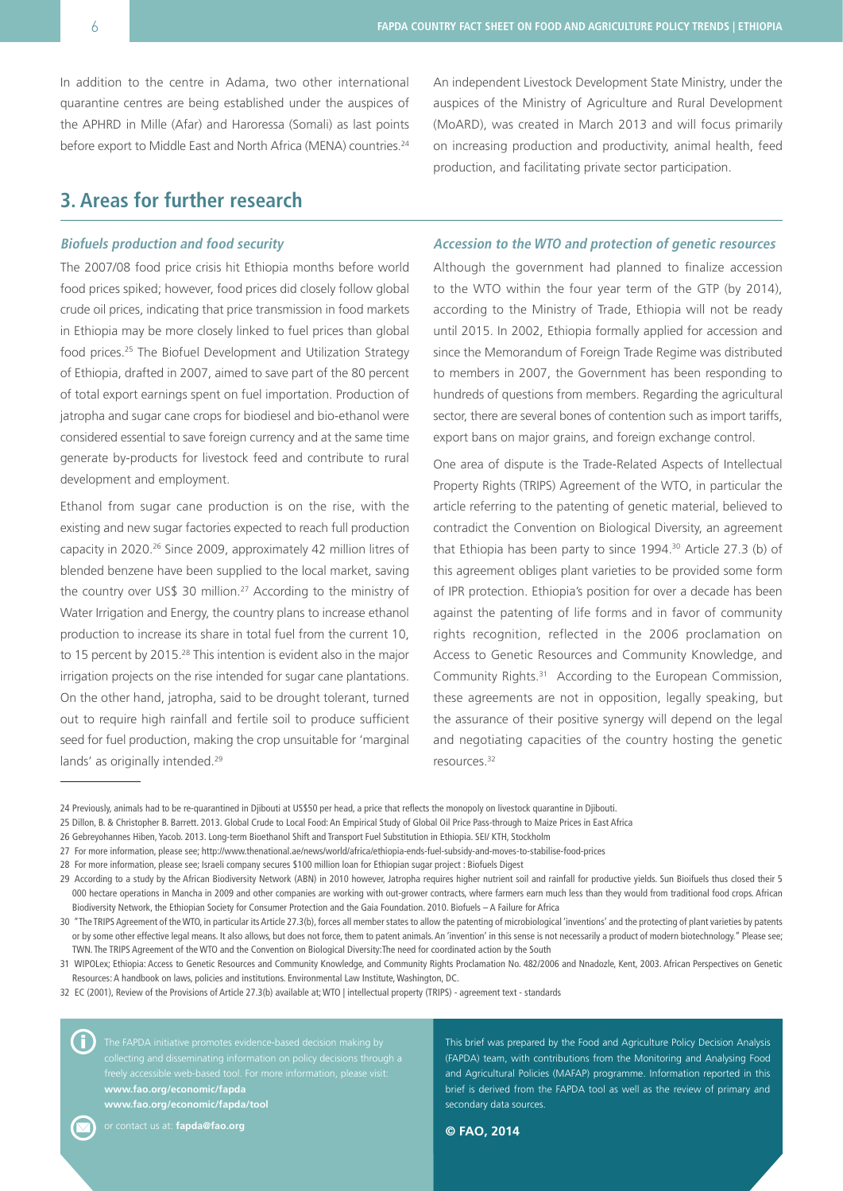In addition to the centre in Adama, two other international quarantine centres are being established under the auspices of the APHRD in Mille (Afar) and Haroressa (Somali) as last points before export to Middle East and North Africa (MENA) countries.[24]

An independent Livestock Development State Ministry, under the auspices of the Ministry of Agriculture and Rural Development (MoARD), was created in March 2013 and will focus primarily on increasing production and productivity, animal health, feed production, and facilitating private sector participation.

## 3. Areas for further research

### *Biofuels production and food security*

The 2007/08 food price crisis hit Ethiopia months before world food prices spiked; however, food prices did closely follow global crude oil prices, indicating that price transmission in food markets in Ethiopia may be more closely linked to fuel prices than global food prices.[25] The Biofuel Development and Utilization Strategy of Ethiopia, drafted in 2007, aimed to save part of the 80 percent of total export earnings spent on fuel importation. Production of jatropha and sugar cane crops for biodiesel and bio-ethanol were considered essential to save foreign currency and at the same time generate by-products for livestock feed and contribute to rural development and employment.

Ethanol from sugar cane production is on the rise, with the existing and new sugar factories expected to reach full production capacity in 2020.[26] Since 2009, approximately 42 million litres of blended benzene have been supplied to the local market, saving the country over US$ 30 million.[27] According to the ministry of Water Irrigation and Energy, the country plans to increase ethanol production to increase its share in total fuel from the current 10, to 15 percent by 2015.[28] This intention is evident also in the major irrigation projects on the rise intended for sugar cane plantations. On the other hand, jatropha, said to be drought tolerant, turned out to require high rainfall and fertile soil to produce sufficient seed for fuel production, making the crop unsuitable for 'marginal lands' as originally intended.[29]

### *Accession to the WTO and protection of genetic resources*

Although the government had planned to finalize accession to the WTO within the four year term of the GTP (by 2014), according to the Ministry of Trade, Ethiopia will not be ready until 2015. In 2002, Ethiopia formally applied for accession and since the Memorandum of Foreign Trade Regime was distributed to members in 2007, the Government has been responding to hundreds of questions from members. Regarding the agricultural sector, there are several bones of contention such as import tariffs, export bans on major grains, and foreign exchange control.

One area of dispute is the Trade-Related Aspects of Intellectual Property Rights (TRIPS) Agreement of the WTO, in particular the article referring to the patenting of genetic material, believed to contradict the Convention on Biological Diversity, an agreement that Ethiopia has been party to since 1994.[30] Article 27.3 (b) of this agreement obliges plant varieties to be provided some form of IPR protection. Ethiopia's position for over a decade has been against the patenting of life forms and in favor of community rights recognition, reflected in the 2006 proclamation on Access to Genetic Resources and Community Knowledge, and Community Rights.[31] According to the European Commission, these agreements are not in opposition, legally speaking, but the assurance of their positive synergy will depend on the legal and negotiating capacities of the country hosting the genetic resources.[32]

---

24 Previously, animals had to be re-quarantined in Djibouti at US$50 per head, a price that reflects the monopoly on livestock quarantine in Djibouti.

25 Dillon, B. & Christopher B. Barrett. 2013. Global Crude to Local Food: An Empirical Study of Global Oil Price Pass-through to Maize Prices in East Africa

26 Gebreyohannes Hiben, Yacob. 2013. Long-term Bioethanol Shift and Transport Fuel Substitution in Ethiopia. SEI/ KTH, Stockholm

27 For more information, please see; http://www.thenational.ae/news/world/africa/ethiopia-ends-fuel-subsidy-and-moves-to-stabilise-food-prices

28 For more information, please see; Israeli company secures $100 million loan for Ethiopian sugar project : Biofuels Digest

29 According to a study by the African Biodiversity Network (ABN) in 2010 however, Jatropha requires higher nutrient soil and rainfall for productive yields. Sun Bioifuels thus closed their 5 000 hectare operations in Mancha in 2009 and other companies are working with out-grower contracts, where farmers earn much less than they would from traditional food crops. African Biodiversity Network, the Ethiopian Society for Consumer Protection and the Gaia Foundation. 2010. Biofuels – A Failure for Africa

30 "The TRIPS Agreement of the WTO, in particular its Article 27.3(b), forces all member states to allow the patenting of microbiological 'inventions' and the protecting of plant varieties by patents or by some other effective legal means. It also allows, but does not force, them to patent animals. An 'invention' in this sense is not necessarily a product of modern biotechnology." Please see; TWN. The TRIPS Agreement of the WTO and the Convention on Biological Diversity:The need for coordinated action by the South

31 WIPOLex; Ethiopia: Access to Genetic Resources and Community Knowledge, and Community Rights Proclamation No. 482/2006 and Nnadozle, Kent, 2003. African Perspectives on Genetic Resources: A handbook on laws, policies and institutions. Environmental Law Institute, Washington, DC.

32 EC (2001), Review of the Provisions of Article 27.3(b) available at; WTO | intellectual property (TRIPS) - agreement text - standards

---

The FAPDA initiative promotes evidence-based decision making by collecting and disseminating information on policy decisions through a freely accessible web-based tool. For more information, please visit:
**www.fao.org/economic/fapda**
**www.fao.org/economic/fapda/tool**

or contact us at: **fapda@fao.org**

This brief was prepared by the Food and Agriculture Policy Decision Analysis (FAPDA) team, with contributions from the Monitoring and Analysing Food and Agricultural Policies (MAFAP) programme. Information reported in this brief is derived from the FAPDA tool as well as the review of primary and secondary data sources.

**© FAO, 2014**